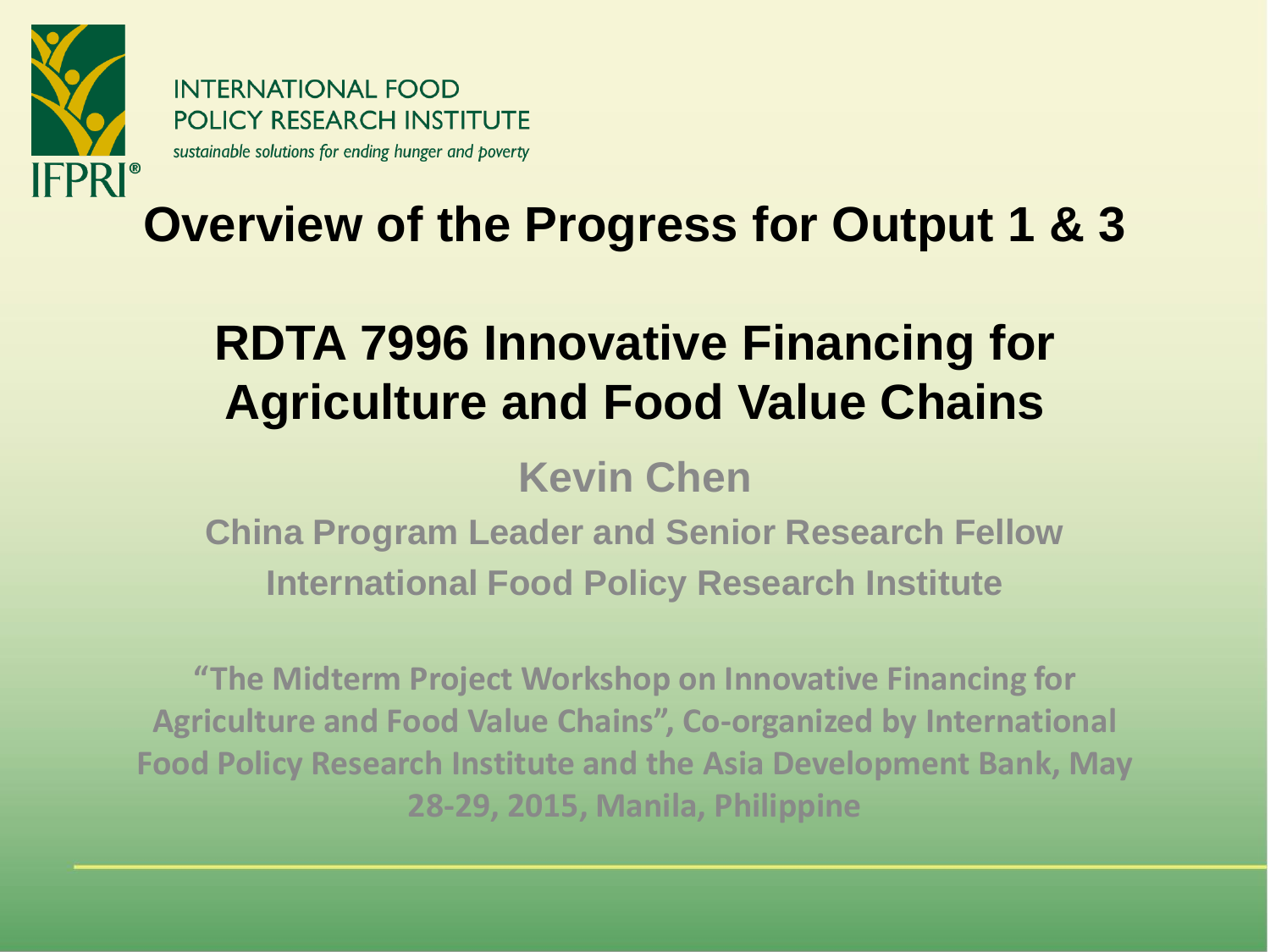INTERNATIONAL FOOD POLICY RESEARCH INSTITUTE

*sustainable solutions for ending hunger and poverty*

IFPRI®

# Overview of the Progress for Output 1 & 3

# RDTA 7996 Innovative Financing for Agriculture and Food Value Chains

**Kevin Chen**

**China Program Leader and Senior Research Fellow**

**International Food Policy Research Institute**

**"The Midterm Project Workshop on Innovative Financing for Agriculture and Food Value Chains", Co-organized by International Food Policy Research Institute and the Asia Development Bank, May 28-29, 2015, Manila, Philippine**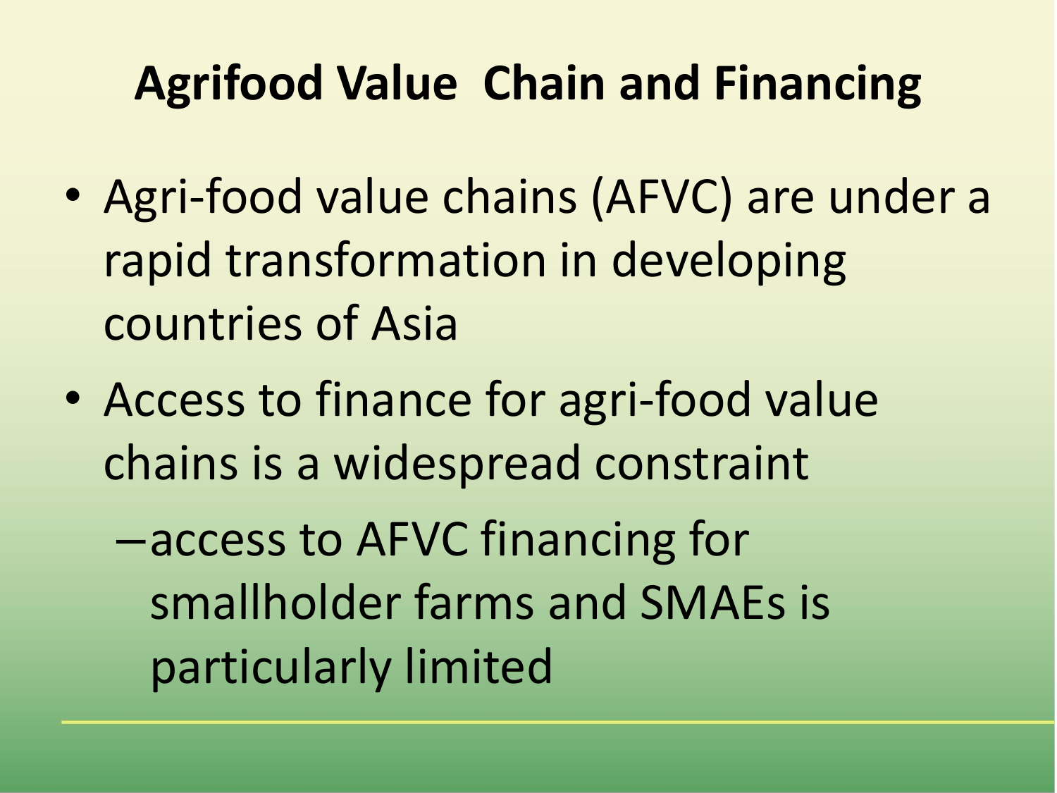# Agrifood Value Chain and Financing

- Agri-food value chains (AFVC) are under a rapid transformation in developing countries of Asia
- Access to finance for agri-food value chains is a widespread constraint
  - access to AFVC financing for smallholder farms and SMAEs is particularly limited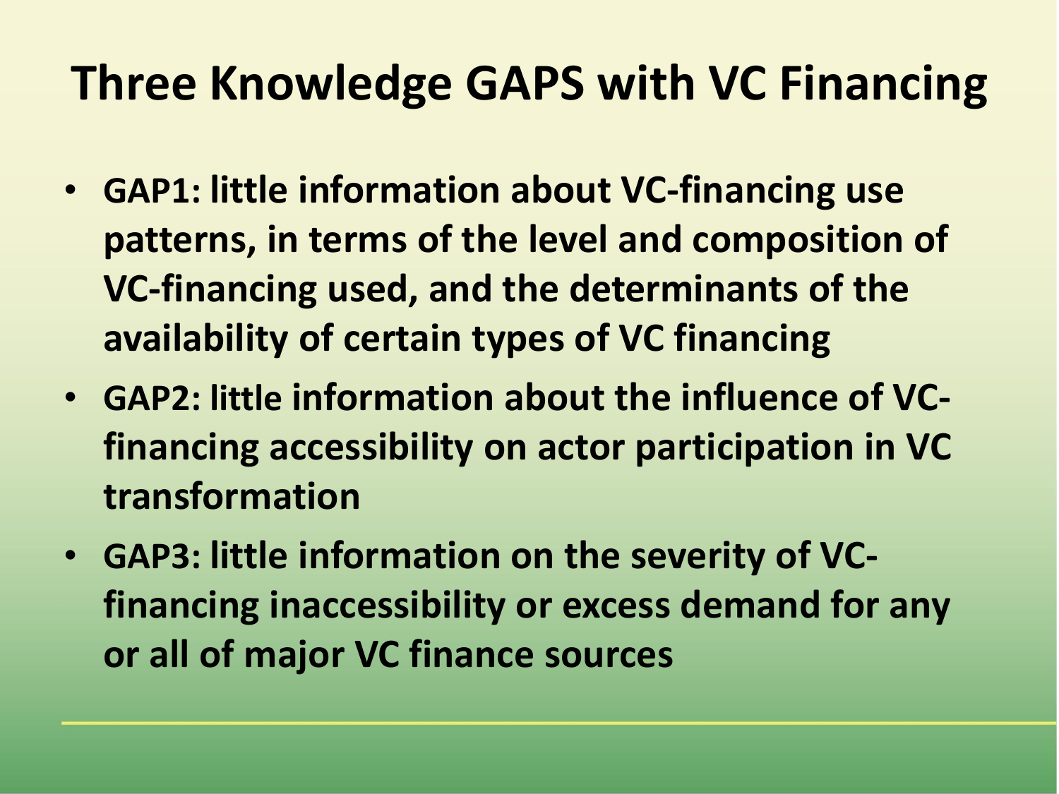# Three Knowledge GAPS with VC Financing

- **GAP1: little information about VC-financing use patterns, in terms of the level and composition of VC-financing used, and the determinants of the availability of certain types of VC financing**
- **GAP2: little information about the influence of VC-financing accessibility on actor participation in VC transformation**
- **GAP3: little information on the severity of VC-financing inaccessibility or excess demand for any or all of major VC finance sources**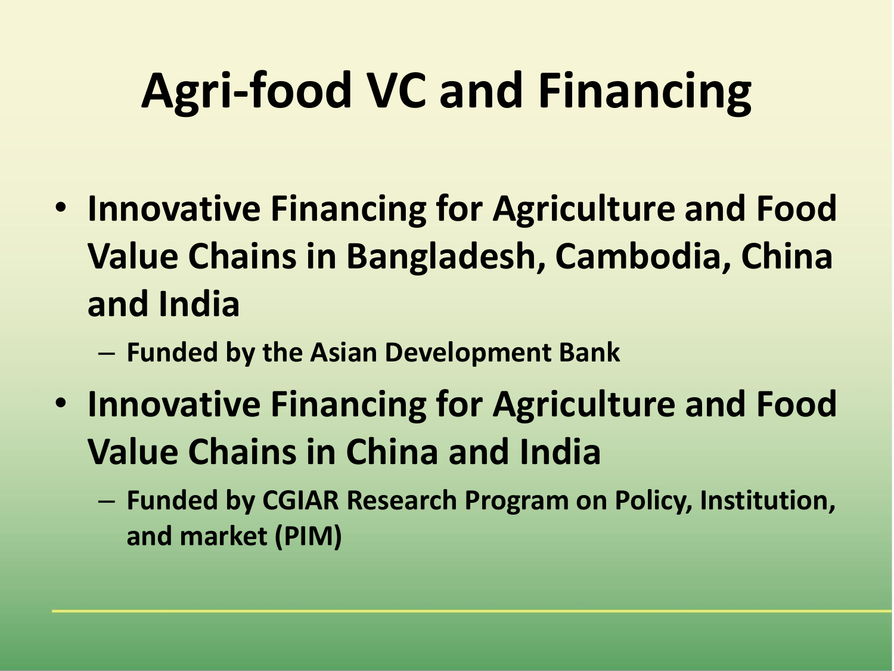# Agri-food VC and Financing

- **Innovative Financing for Agriculture and Food Value Chains in Bangladesh, Cambodia, China and India**
  - **Funded by the Asian Development Bank**
- **Innovative Financing for Agriculture and Food Value Chains in China and India**
  - **Funded by CGIAR Research Program on Policy, Institution, and market (PIM)**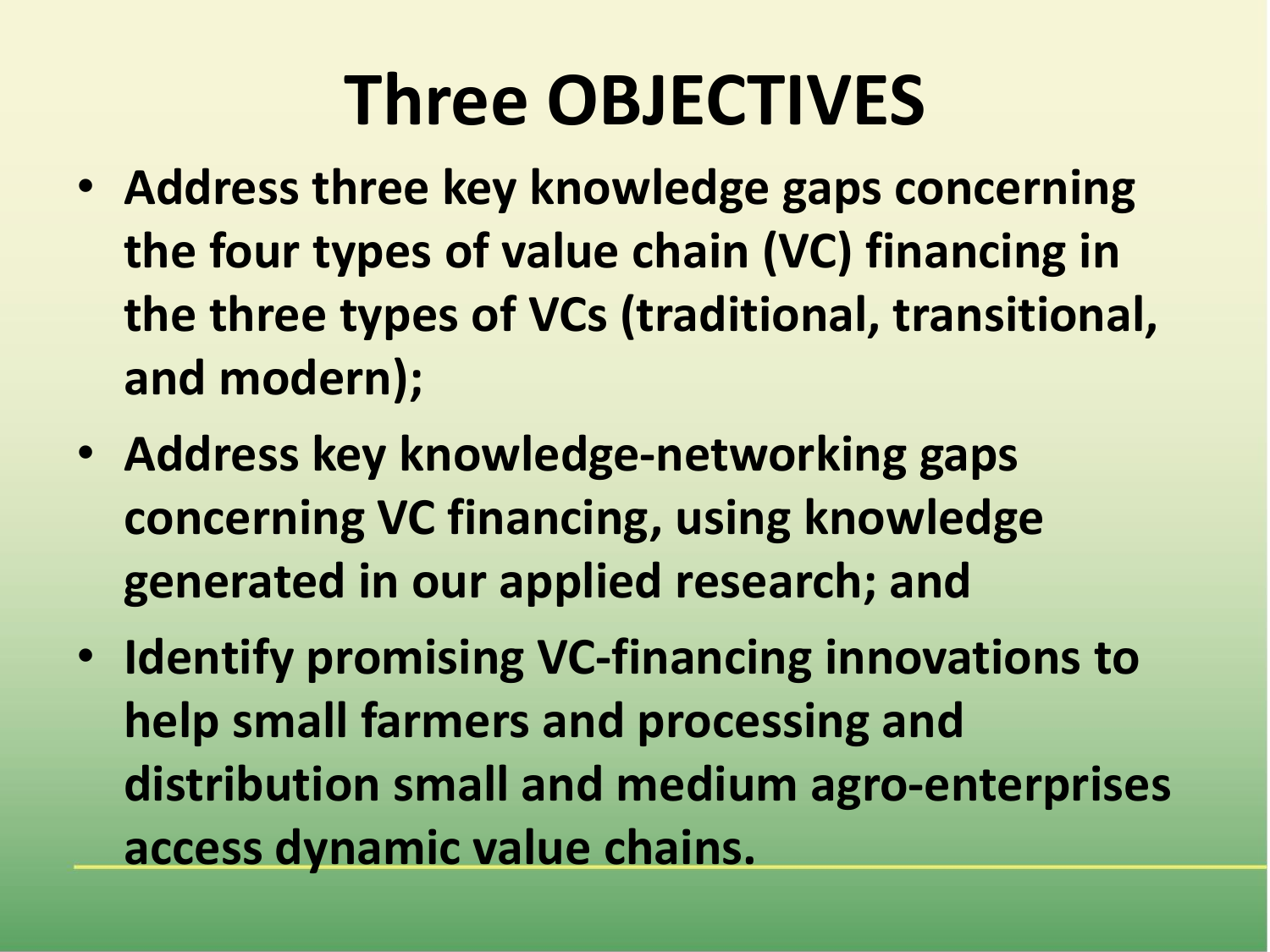# Three OBJECTIVES

- **Address three key knowledge gaps concerning the four types of value chain (VC) financing in the three types of VCs (traditional, transitional, and modern);**
- **Address key knowledge-networking gaps concerning VC financing, using knowledge generated in our applied research; and**
- **Identify promising VC-financing innovations to help small farmers and processing and distribution small and medium agro-enterprises access dynamic value chains.**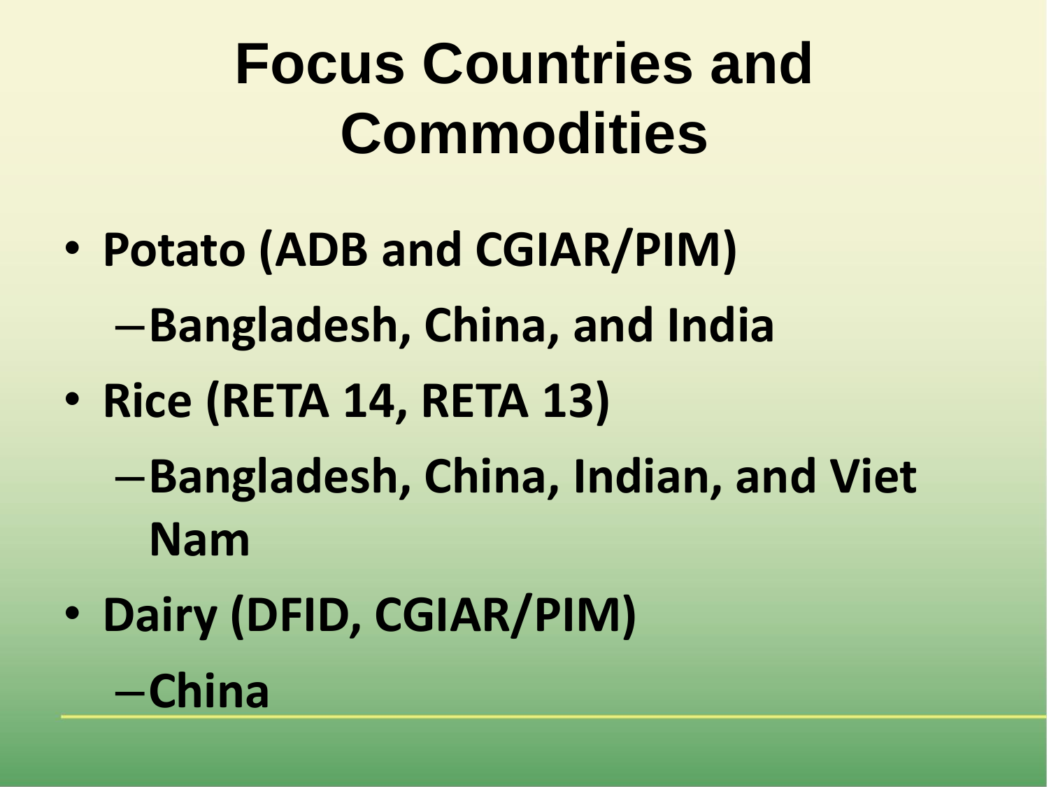# Focus Countries and Commodities

- **Potato (ADB and CGIAR/PIM)**
  - **Bangladesh, China, and India**
- **Rice (RETA 14, RETA 13)**
  - **Bangladesh, China, Indian, and Viet Nam**
- **Dairy (DFID, CGIAR/PIM)**
  - **China**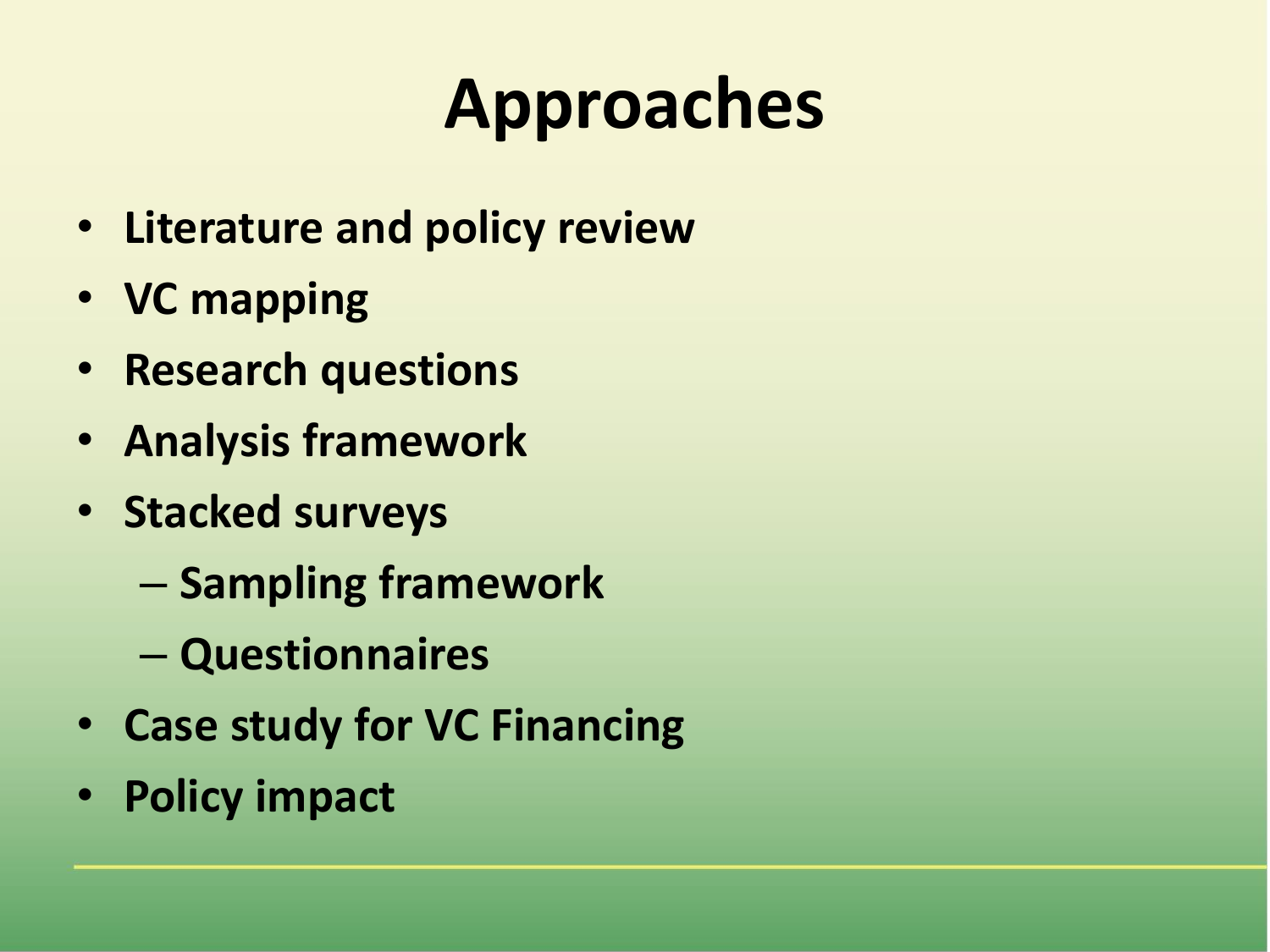# Approaches

- **Literature and policy review**
- **VC mapping**
- **Research questions**
- **Analysis framework**
- **Stacked surveys**
  - **Sampling framework**
  - **Questionnaires**
- **Case study for VC Financing**
- **Policy impact**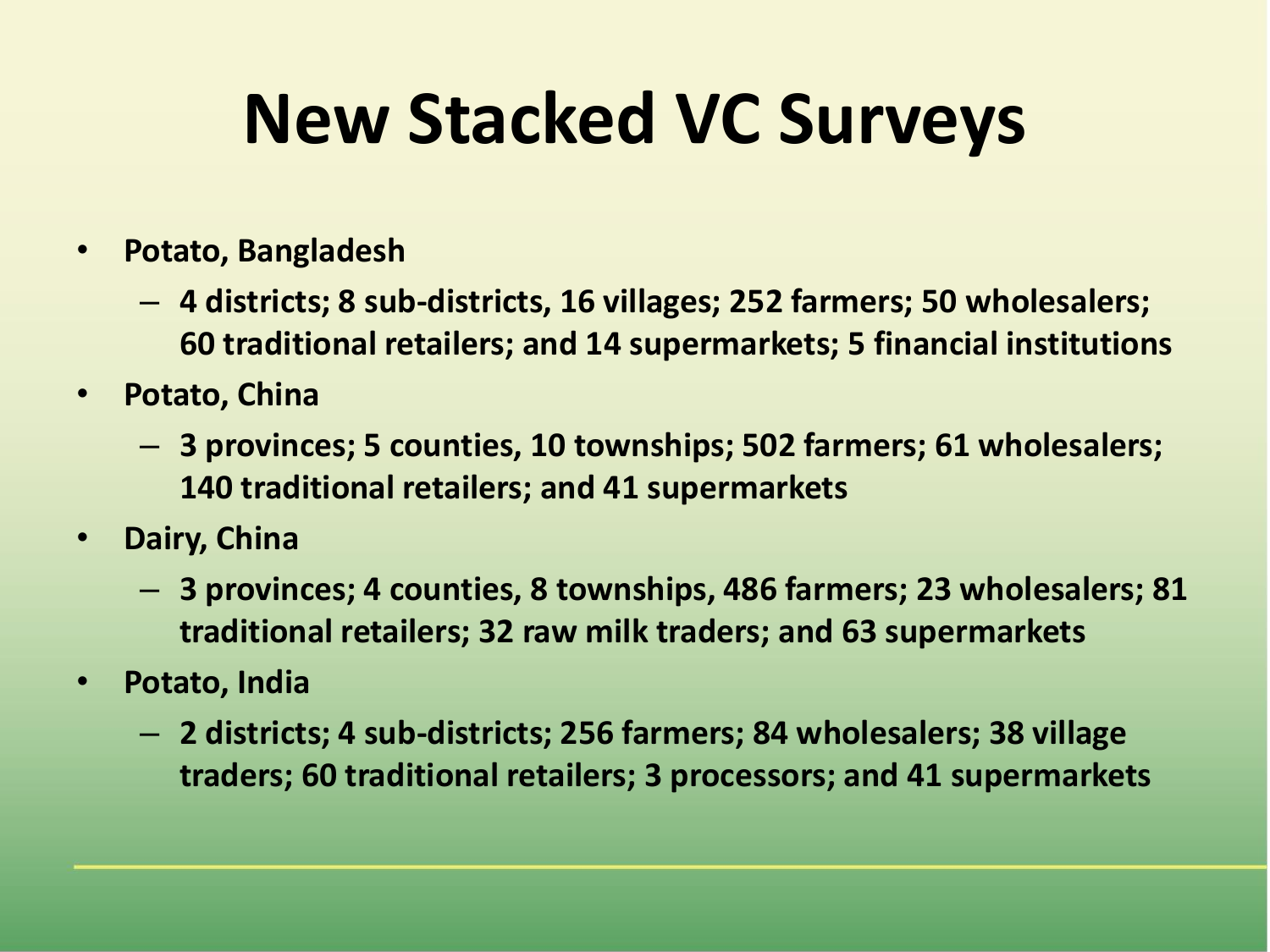# New Stacked VC Surveys

- **Potato, Bangladesh**
  - **4 districts; 8 sub-districts, 16 villages; 252 farmers; 50 wholesalers; 60 traditional retailers; and 14 supermarkets; 5 financial institutions**
- **Potato, China**
  - **3 provinces; 5 counties, 10 townships; 502 farmers; 61 wholesalers; 140 traditional retailers; and 41 supermarkets**
- **Dairy, China**
  - **3 provinces; 4 counties, 8 townships, 486 farmers; 23 wholesalers; 81 traditional retailers; 32 raw milk traders; and 63 supermarkets**
- **Potato, India**
  - **2 districts; 4 sub-districts; 256 farmers; 84 wholesalers; 38 village traders; 60 traditional retailers; 3 processors; and 41 supermarkets**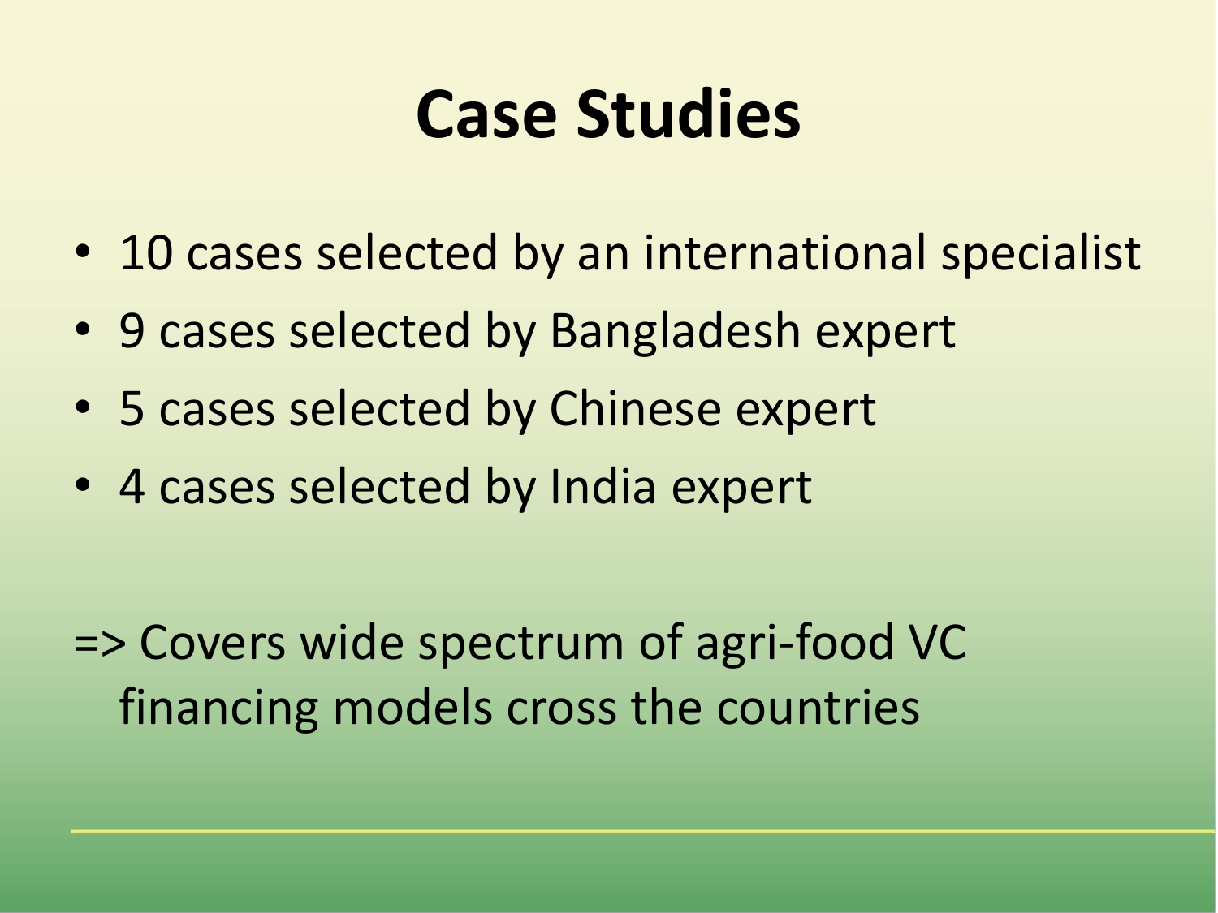# Case Studies

- 10 cases selected by an international specialist
- 9 cases selected by Bangladesh expert
- 5 cases selected by Chinese expert
- 4 cases selected by India expert

=> Covers wide spectrum of agri-food VC financing models cross the countries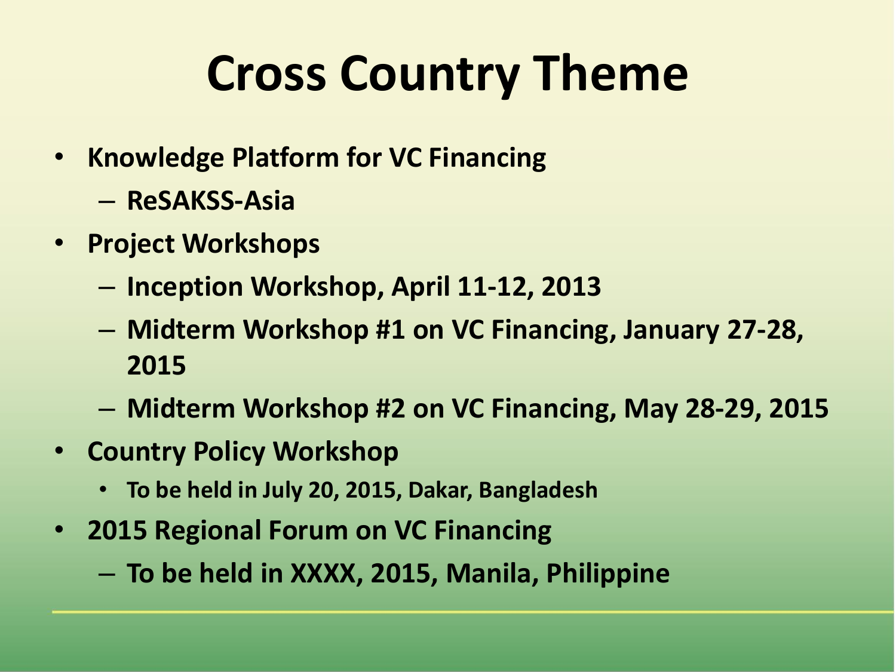# Cross Country Theme

- Knowledge Platform for VC Financing
  - ReSAKSS-Asia
- Project Workshops
  - Inception Workshop, April 11-12, 2013
  - Midterm Workshop #1 on VC Financing, January 27-28, 2015
  - Midterm Workshop #2 on VC Financing, May 28-29, 2015
- Country Policy Workshop
  - To be held in July 20, 2015, Dakar, Bangladesh
- 2015 Regional Forum on VC Financing
  - To be held in XXXX, 2015, Manila, Philippine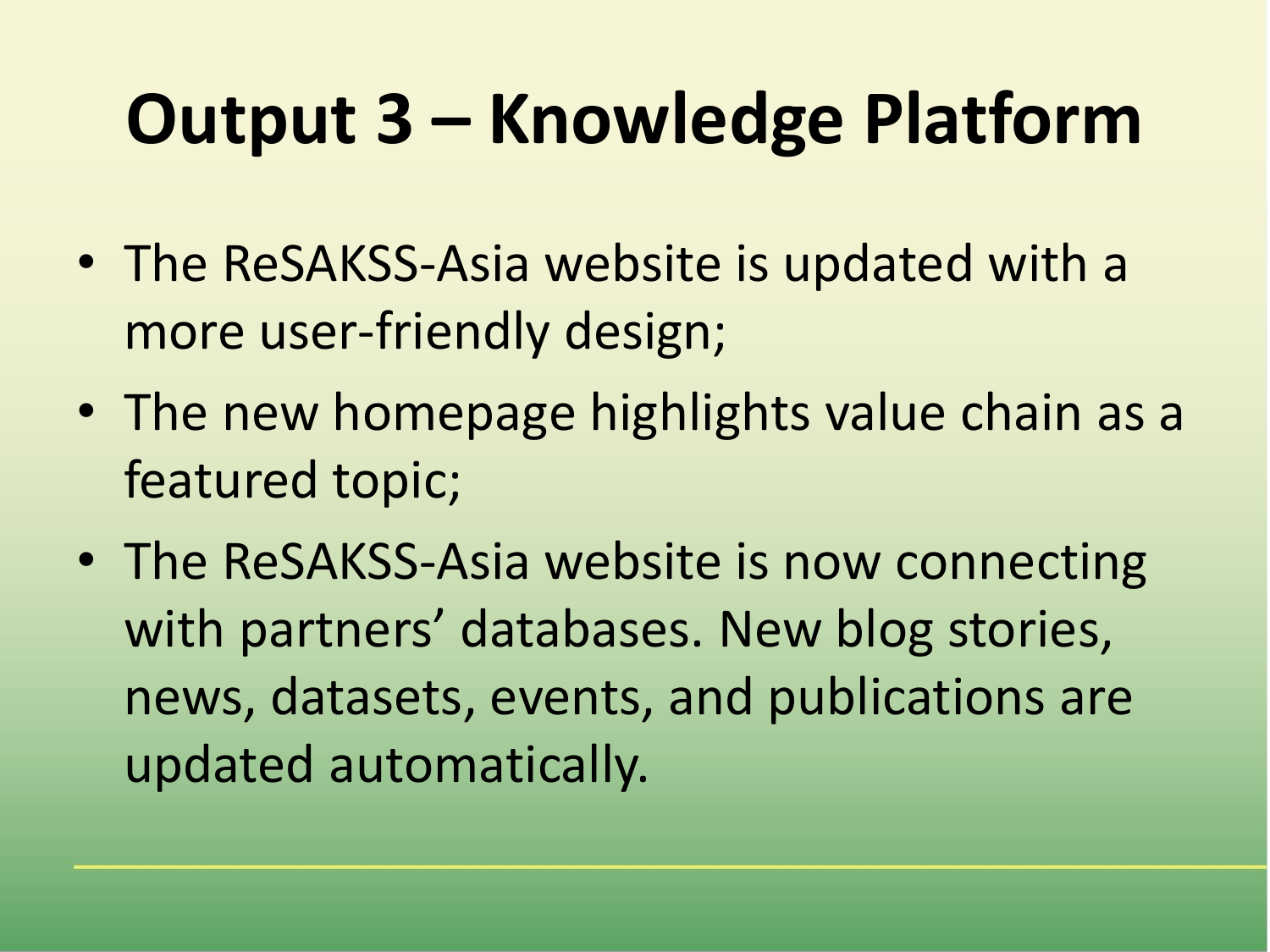# Output 3 – Knowledge Platform

- The ReSAKSS-Asia website is updated with a more user-friendly design;
- The new homepage highlights value chain as a featured topic;
- The ReSAKSS-Asia website is now connecting with partners' databases. New blog stories, news, datasets, events, and publications are updated automatically.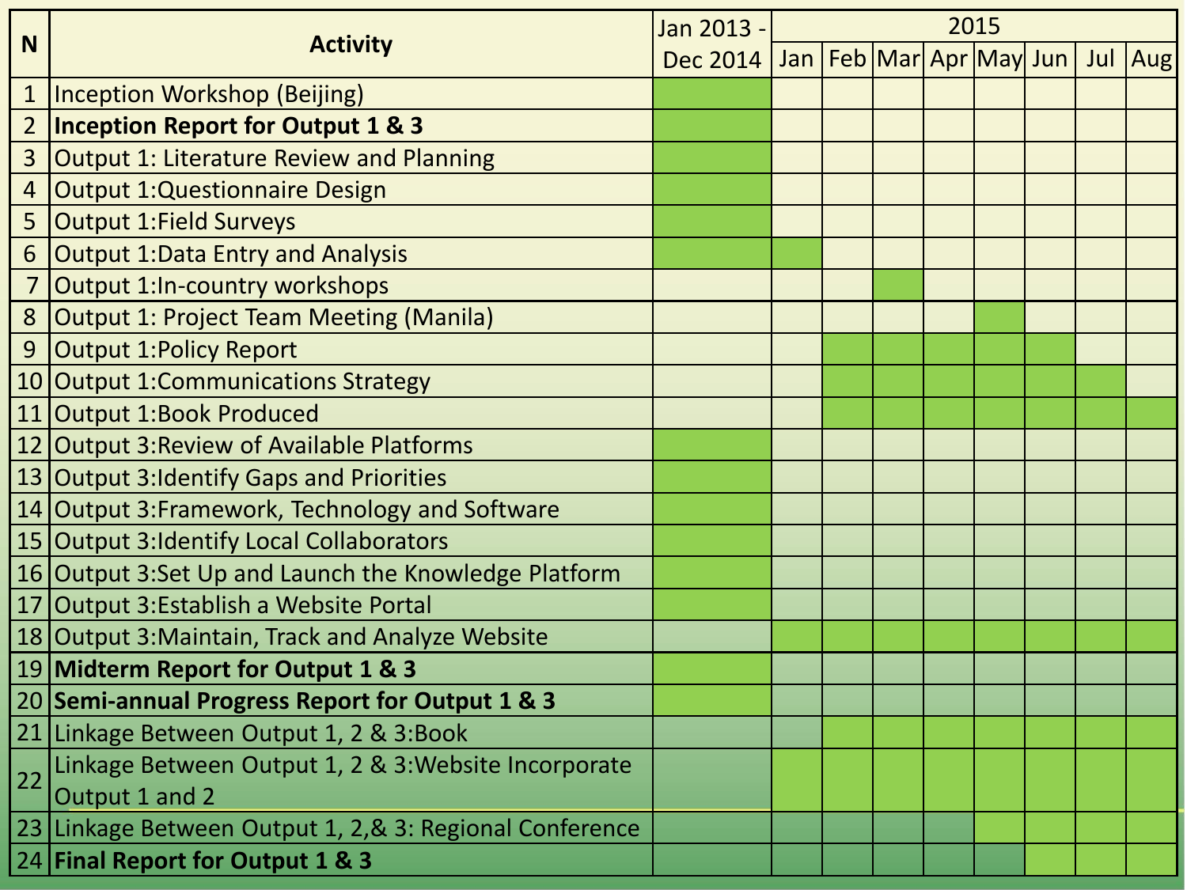| N | Activity | Jan 2013 - Dec 2014 | 2015 | | | | | | | |
|---|---|---|---|---|---|---|---|---|---|---|
| | | | Jan | Feb | Mar | Apr | May | Jun | Jul | Aug |
| 1 | Inception Workshop (Beijing) | ■ | | | | | | | | |
| 2 | **Inception Report for Output 1 & 3** | ■ | | | | | | | | |
| 3 | Output 1: Literature Review and Planning | ■ | | | | | | | | |
| 4 | Output 1:Questionnaire Design | ■ | | | | | | | | |
| 5 | Output 1:Field Surveys | ■ | | | | | | | | |
| 6 | Output 1:Data Entry and Analysis | ■ | ■ | | | | | | | |
| 7 | Output 1:In-country workshops | | | | ■ | | | | | |
| 8 | Output 1: Project Team Meeting (Manila) | | | | | | ■ | | | |
| 9 | Output 1:Policy Report | | | ■ | ■ | ■ | ■ | ■ | | |
| 10 | Output 1:Communications Strategy | | | ■ | ■ | ■ | ■ | ■ | ■ | |
| 11 | Output 1:Book Produced | | | ■ | ■ | ■ | ■ | ■ | ■ | ■ |
| 12 | Output 3:Review of Available Platforms | ■ | | | | | | | | |
| 13 | Output 3:Identify Gaps and Priorities | ■ | | | | | | | | |
| 14 | Output 3:Framework, Technology and Software | ■ | | | | | | | | |
| 15 | Output 3:Identify Local Collaborators | ■ | | | | | | | | |
| 16 | Output 3:Set Up and Launch the Knowledge Platform | ■ | | | | | | | | |
| 17 | Output 3:Establish a Website Portal | ■ | | | | | | | | |
| 18 | Output 3:Maintain, Track and Analyze Website | | ■ | ■ | ■ | ■ | ■ | ■ | ■ | ■ |
| 19 | **Midterm Report for Output 1 & 3** | ■ | | | | | | | | |
| 20 | **Semi-annual Progress Report for Output 1 & 3** | ■ | | | | | | | | |
| 21 | Linkage Between Output 1, 2 & 3:Book | | | ■ | ■ | ■ | ■ | ■ | ■ | ■ |
| 22 | Linkage Between Output 1, 2 & 3:Website Incorporate Output 1 and 2 | | ■ | ■ | ■ | ■ | ■ | ■ | ■ | ■ |
| 23 | Linkage Between Output 1, 2,& 3: Regional Conference | | | | | | ■ | ■ | ■ | ■ |
| 24 | **Final Report for Output 1 & 3** | | | | | | | ■ | ■ | ■ |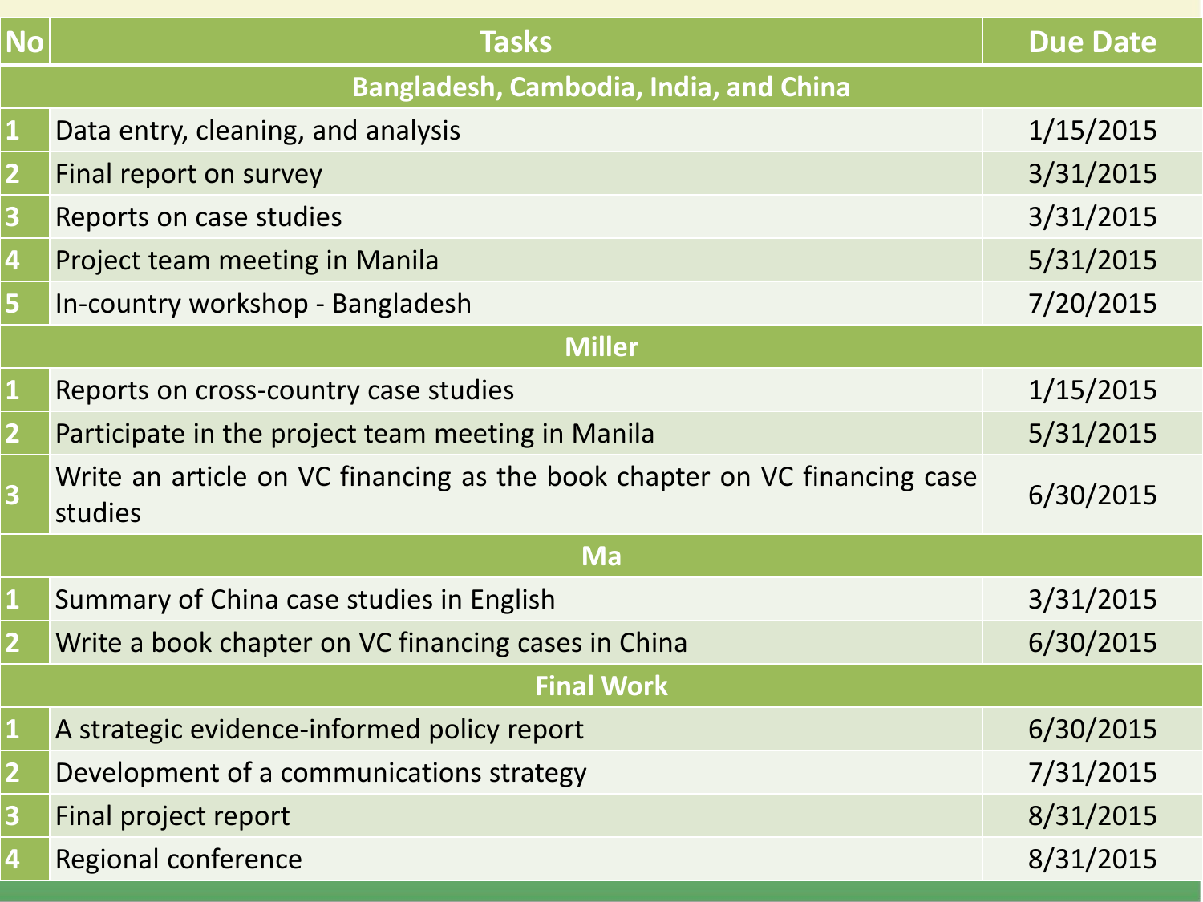| No | Tasks | Due Date |
|---|---|---|
| **Bangladesh, Cambodia, India, and China** | | |
| 1 | Data entry, cleaning, and analysis | 1/15/2015 |
| 2 | Final report on survey | 3/31/2015 |
| 3 | Reports on case studies | 3/31/2015 |
| 4 | Project team meeting in Manila | 5/31/2015 |
| 5 | In-country workshop - Bangladesh | 7/20/2015 |
| **Miller** | | |
| 1 | Reports on cross-country case studies | 1/15/2015 |
| 2 | Participate in the project team meeting in Manila | 5/31/2015 |
| 3 | Write an article on VC financing as the book chapter on VC financing case studies | 6/30/2015 |
| **Ma** | | |
| 1 | Summary of China case studies in English | 3/31/2015 |
| 2 | Write a book chapter on VC financing cases in China | 6/30/2015 |
| **Final Work** | | |
| 1 | A strategic evidence-informed policy report | 6/30/2015 |
| 2 | Development of a communications strategy | 7/31/2015 |
| 3 | Final project report | 8/31/2015 |
| 4 | Regional conference | 8/31/2015 |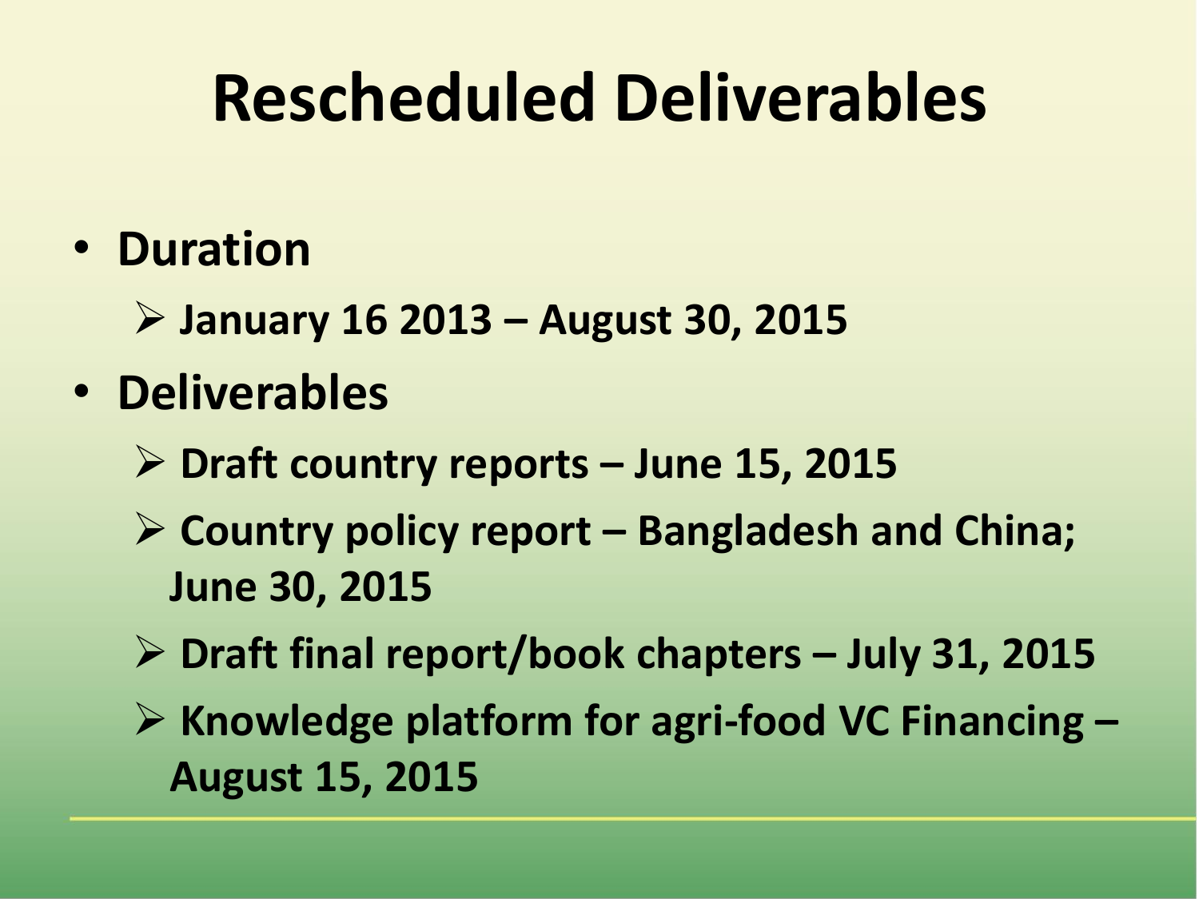# Rescheduled Deliverables

- **Duration**
  - **January 16 2013 – August 30, 2015**
- **Deliverables**
  - **Draft country reports – June 15, 2015**
  - **Country policy report – Bangladesh and China; June 30, 2015**
  - **Draft final report/book chapters – July 31, 2015**
  - **Knowledge platform for agri-food VC Financing – August 15, 2015**